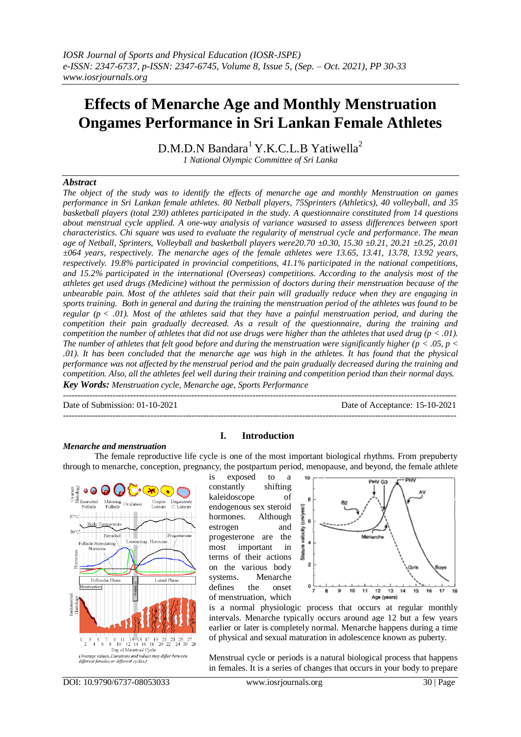# Effects of Menarche Age and Monthly Menstruation Ongames Performance in Sri Lankan Female Athletes

D.M.D.N Bandara[1] Y.K.C.L.B Yatiwella[2]

*1 National Olympic Committee of Sri Lanka*

## Abstract

*The object of the study was to identify the effects of menarche age and monthly Menstruation on games performance in Sri Lankan female athletes. 80 Netball players, 75Sprinters (Athletics), 40 volleyball, and 35 basketball players (total 230) athletes participated in the study. A questionnaire constituted from 14 questions about menstrual cycle applied. A one-way analysis of variance wasused to assess differences between sport characteristics. Chi square was used to evaluate the regularity of menstrual cycle and performance. The mean age of Netball, Sprinters, Volleyball and basketball players were20.70 ±0.30, 15.30 ±0.21, 20.21 ±0.25, 20.01 ±064 years, respectively. The menarche ages of the female athletes were 13.65, 13.41, 13.78, 13.92 years, respectively. 19.8% participated in provincial competitions, 41.1% participated in the national competitions, and 15.2% participated in the international (Overseas) competitions. According to the analysis most of the athletes get used drugs (Medicine) without the permission of doctors during their menstruation because of the unbearable pain. Most of the athletes said that their pain will gradually reduce when they are engaging in sports training. Both in general and during the training the menstruation period of the athletes was found to be regular ($p < .01$). Most of the athletes said that they have a painful menstruation period, and during the competition their pain gradually decreased. As a result of the questionnaire, during the training and competition the number of athletes that did not use drugs were higher than the athletes that used drug ($p < .01$). The number of athletes that felt good before and during the menstruation were significantly higher ($p < .05$, $p < .01$). It has been concluded that the menarche age was high in the athletes. It has found that the physical performance was not affected by the menstrual period and the pain gradually decreased during the training and competition. Also, all the athletes feel well during their training and competition period than their normal days.*

***Key Words:*** *Menstruation cycle, Menarche age, Sports Performance*

---

Date of Submission: 01-10-2021 | Date of Acceptance: 15-10-2021

---

## I. Introduction

### *Menarche and menstruation*

The female reproductive life cycle is one of the most important biological rhythms. From prepuberty through to menarche, conception, pregnancy, the postpartum period, menopause, and beyond, the female athlete is exposed to a constantly shifting kaleidoscope of endogenous sex steroid hormones. Although estrogen and progesterone are the most important in terms of their actions on the various body systems. Menarche defines the onset of menstruation, which is a normal physiologic process that occurs at regular monthly intervals. Menarche typically occurs around age 12 but a few years earlier or later is completely normal. Menarche happens during a time of physical and sexual maturation in adolescence known as puberty.

*(Average values. Durations and values may differ between different females or different cycles.)*

Menstrual cycle or periods is a natural biological process that happens in females. It is a series of changes that occurs in your body to prepare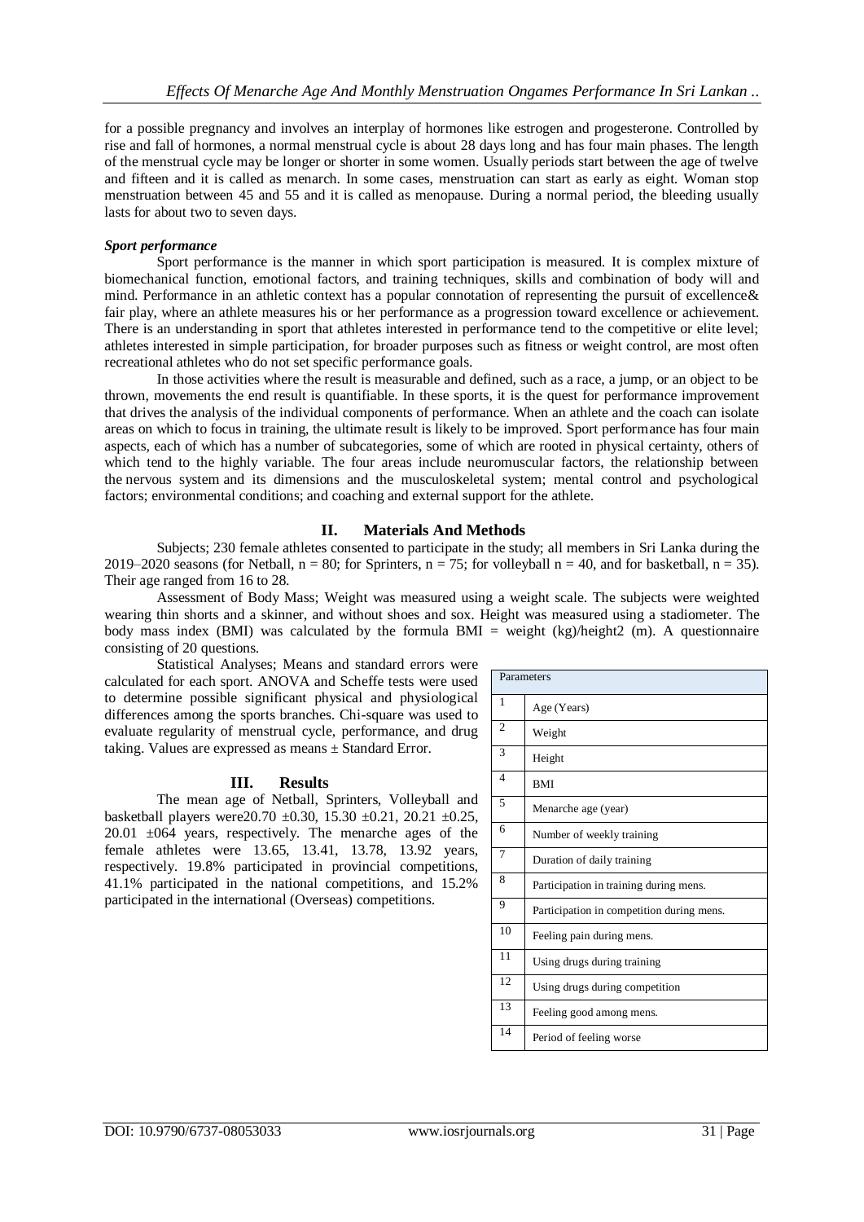for a possible pregnancy and involves an interplay of hormones like estrogen and progesterone. Controlled by rise and fall of hormones, a normal menstrual cycle is about 28 days long and has four main phases. The length of the menstrual cycle may be longer or shorter in some women. Usually periods start between the age of twelve and fifteen and it is called as menarch. In some cases, menstruation can start as early as eight. Woman stop menstruation between 45 and 55 and it is called as menopause. During a normal period, the bleeding usually lasts for about two to seven days.

***Sport performance***

Sport performance is the manner in which sport participation is measured. It is complex mixture of biomechanical function, emotional factors, and training techniques, skills and combination of body will and mind. Performance in an athletic context has a popular connotation of representing the pursuit of excellence& fair play, where an athlete measures his or her performance as a progression toward excellence or achievement. There is an understanding in sport that athletes interested in performance tend to the competitive or elite level; athletes interested in simple participation, for broader purposes such as fitness or weight control, are most often recreational athletes who do not set specific performance goals.

In those activities where the result is measurable and defined, such as a race, a jump, or an object to be thrown, movements the end result is quantifiable. In these sports, it is the quest for performance improvement that drives the analysis of the individual components of performance. When an athlete and the coach can isolate areas on which to focus in training, the ultimate result is likely to be improved. Sport performance has four main aspects, each of which has a number of subcategories, some of which are rooted in physical certainty, others of which tend to the highly variable. The four areas include neuromuscular factors, the relationship between the nervous system and its dimensions and the musculoskeletal system; mental control and psychological factors; environmental conditions; and coaching and external support for the athlete.

## II. Materials And Methods

Subjects; 230 female athletes consented to participate in the study; all members in Sri Lanka during the 2019–2020 seasons (for Netball, n = 80; for Sprinters, n = 75; for volleyball n = 40, and for basketball, n = 35). Their age ranged from 16 to 28.

Assessment of Body Mass; Weight was measured using a weight scale. The subjects were weighted wearing thin shorts and a skinner, and without shoes and sox. Height was measured using a stadiometer. The body mass index (BMI) was calculated by the formula BMI = weight (kg)/height2 (m). A questionnaire consisting of 20 questions.

Statistical Analyses; Means and standard errors were calculated for each sport. ANOVA and Scheffe tests were used to determine possible significant physical and physiological differences among the sports branches. Chi-square was used to evaluate regularity of menstrual cycle, performance, and drug taking. Values are expressed as means ± Standard Error.

| Parameters | |
|---|---|
| 1 | Age (Years) |
| 2 | Weight |
| 3 | Height |
| 4 | BMI |
| 5 | Menarche age (year) |
| 6 | Number of weekly training |
| 7 | Duration of daily training |
| 8 | Participation in training during mens. |
| 9 | Participation in competition during mens. |
| 10 | Feeling pain during mens. |
| 11 | Using drugs during training |
| 12 | Using drugs during competition |
| 13 | Feeling good among mens. |
| 14 | Period of feeling worse |

## III. Results

The mean age of Netball, Sprinters, Volleyball and basketball players were20.70 ±0.30, 15.30 ±0.21, 20.21 ±0.25, 20.01 ±064 years, respectively. The menarche ages of the female athletes were 13.65, 13.41, 13.78, 13.92 years, respectively. 19.8% participated in provincial competitions, 41.1% participated in the national competitions, and 15.2% participated in the international (Overseas) competitions.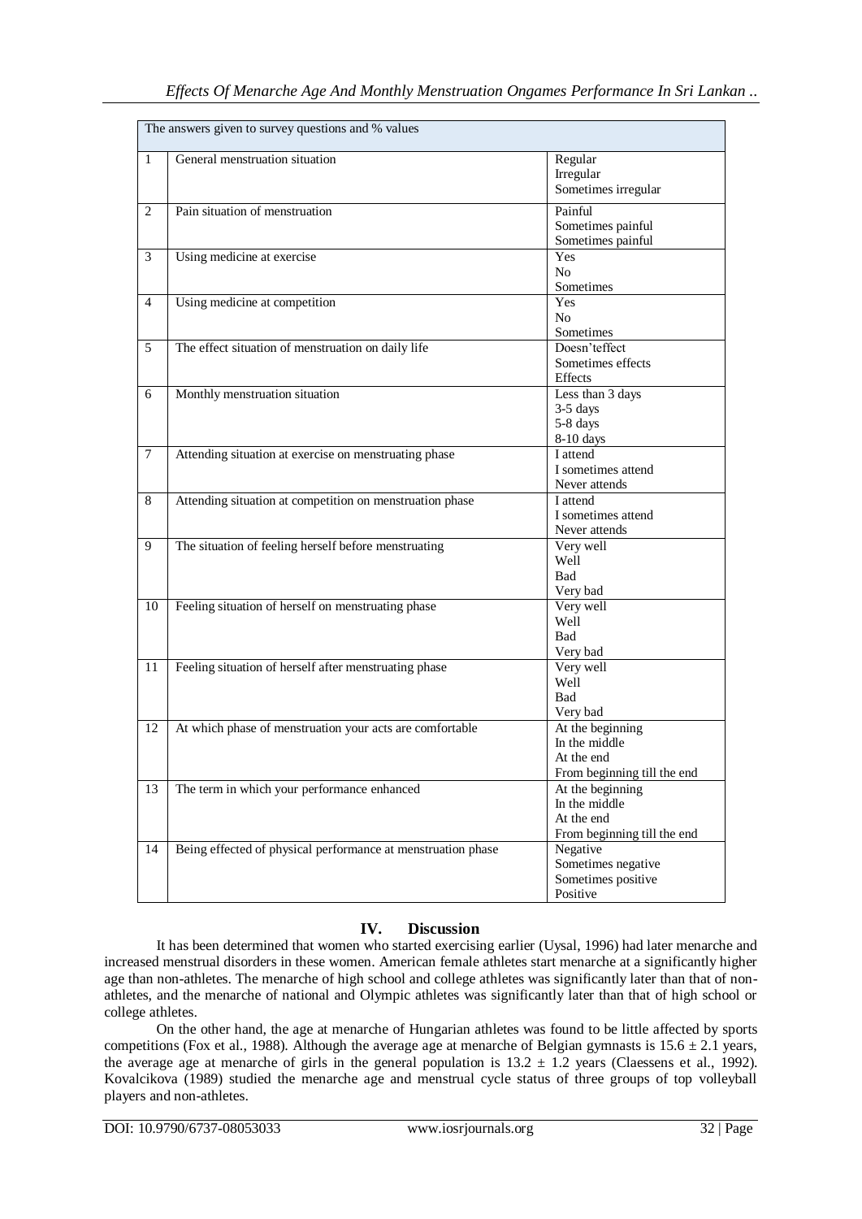| The answers given to survey questions and % values | | |
|---|---|---|
| 1 | General menstruation situation | Regular<br>Irregular<br>Sometimes irregular |
| 2 | Pain situation of menstruation | Painful<br>Sometimes painful<br>Sometimes painful |
| 3 | Using medicine at exercise | Yes<br>No<br>Sometimes |
| 4 | Using medicine at competition | Yes<br>No<br>Sometimes |
| 5 | The effect situation of menstruation on daily life | Doesn'teffect<br>Sometimes effects<br>Effects |
| 6 | Monthly menstruation situation | Less than 3 days<br>3-5 days<br>5-8 days<br>8-10 days |
| 7 | Attending situation at exercise on menstruating phase | I attend<br>I sometimes attend<br>Never attends |
| 8 | Attending situation at competition on menstruation phase | I attend<br>I sometimes attend<br>Never attends |
| 9 | The situation of feeling herself before menstruating | Very well<br>Well<br>Bad<br>Very bad |
| 10 | Feeling situation of herself on menstruating phase | Very well<br>Well<br>Bad<br>Very bad |
| 11 | Feeling situation of herself after menstruating phase | Very well<br>Well<br>Bad<br>Very bad |
| 12 | At which phase of menstruation your acts are comfortable | At the beginning<br>In the middle<br>At the end<br>From beginning till the end |
| 13 | The term in which your performance enhanced | At the beginning<br>In the middle<br>At the end<br>From beginning till the end |
| 14 | Being effected of physical performance at menstruation phase | Negative<br>Sometimes negative<br>Sometimes positive<br>Positive |

## IV. Discussion

It has been determined that women who started exercising earlier (Uysal, 1996) had later menarche and increased menstrual disorders in these women. American female athletes start menarche at a significantly higher age than non-athletes. The menarche of high school and college athletes was significantly later than that of non-athletes, and the menarche of national and Olympic athletes was significantly later than that of high school or college athletes.

On the other hand, the age at menarche of Hungarian athletes was found to be little affected by sports competitions (Fox et al., 1988). Although the average age at menarche of Belgian gymnasts is $15.6 \pm 2.1$ years, the average age at menarche of girls in the general population is $13.2 \pm 1.2$ years (Claessens et al., 1992). Kovalcikova (1989) studied the menarche age and menstrual cycle status of three groups of top volleyball players and non-athletes.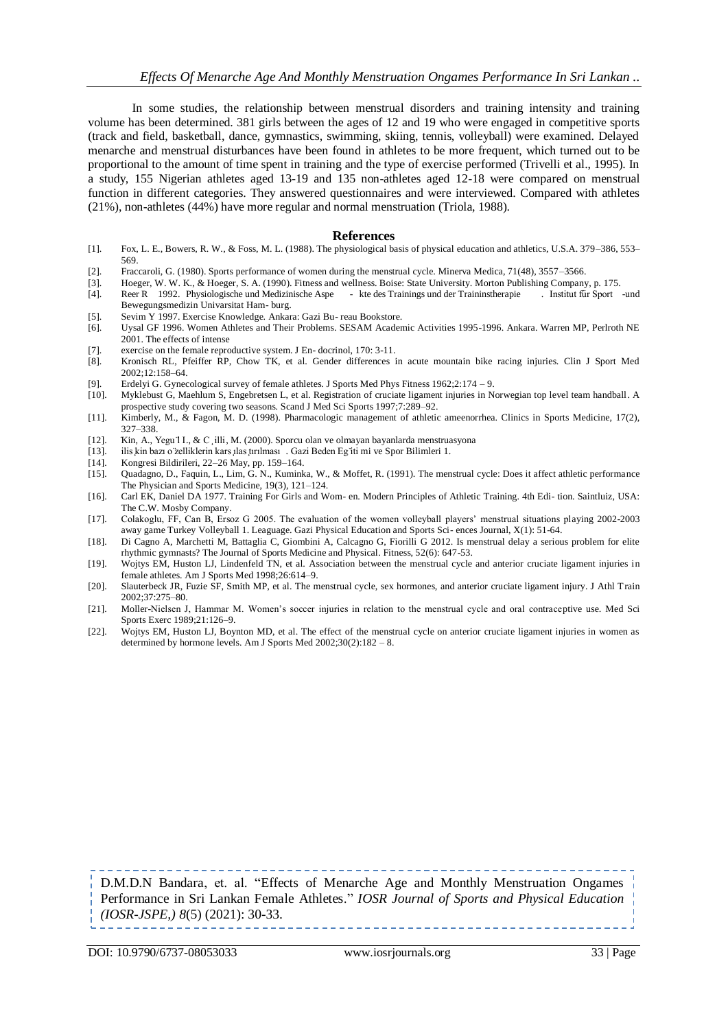In some studies, the relationship between menstrual disorders and training intensity and training volume has been determined. 381 girls between the ages of 12 and 19 who were engaged in competitive sports (track and field, basketball, dance, gymnastics, swimming, skiing, tennis, volleyball) were examined. Delayed menarche and menstrual disturbances have been found in athletes to be more frequent, which turned out to be proportional to the amount of time spent in training and the type of exercise performed (Trivelli et al., 1995). In a study, 155 Nigerian athletes aged 13-19 and 135 non-athletes aged 12-18 were compared on menstrual function in different categories. They answered questionnaires and were interviewed. Compared with athletes (21%), non-athletes (44%) have more regular and normal menstruation (Triola, 1988).

## References

[1]. Fox, L. E., Bowers, R. W., & Foss, M. L. (1988). The physiological basis of physical education and athletics, U.S.A. 379–386, 553–569.

[2]. Fraccaroli, G. (1980). Sports performance of women during the menstrual cycle. Minerva Medica, 71(48), 3557–3566.

[3]. Hoeger, W. W. K., & Hoeger, S. A. (1990). Fitness and wellness. Boise: State University. Morton Publishing Company, p. 175.

[4]. Reer R 1992. Physiologische und Medizinische Aspe - kte des Trainings und der Traininstherapie . Institut für Sport -und Bewegungsmedizin Univarsitat Ham- burg.

[5]. Sevim Y 1997. Exercise Knowledge. Ankara: Gazi Bu- reau Bookstore.

[6]. Uysal GF 1996. Women Athletes and Their Problems. SESAM Academic Activities 1995-1996. Ankara. Warren MP, Perlroth NE 2001. The effects of intense

[7]. exercise on the female reproductive system. J En- docrinol, 170: 3-11.

[8]. Kronisch RL, Pfeiffer RP, Chow TK, et al. Gender differences in acute mountain bike racing injuries. Clin J Sport Med 2002;12:158–64.

[9]. Erdelyi G. Gynecological survey of female athletes. J Sports Med Phys Fitness 1962;2:174 – 9.

[10]. Myklebust G, Maehlum S, Engebretsen L, et al. Registration of cruciate ligament injuries in Norwegian top level team handball. A prospective study covering two seasons. Scand J Med Sci Sports 1997;7:289–92.

[11]. Kimberly, M., & Fagon, M. D. (1998). Pharmacologic management of athletic ameenorrhea. Clinics in Sports Medicine, 17(2), 327–338.

[12]. Kin, A., Yegu l I., & C¸illi, M. (2000). Sporcu olan ve olmayan bayanlarda menstruasyona

[13]. ilis¸kin bazı o¨zelliklerin kars¸ılas¸tırılması . Gazi Beden Eg˘iti mi ve Spor Bilimleri 1.

[14]. Kongresi Bildirileri, 22–26 May, pp. 159–164.

[15]. Quadagno, D., Faquin, L., Lim, G. N., Kuminka, W., & Moffet, R. (1991). The menstrual cycle: Does it affect athletic performance The Physician and Sports Medicine, 19(3), 121–124.

[16]. Carl EK, Daniel DA 1977. Training For Girls and Wom- en. Modern Principles of Athletic Training. 4th Edi- tion. Saintluiz, USA: The C.W. Mosby Company.

[17]. Colakoglu, FF, Can B, Ersoz G 2005. The evaluation of the women volleyball players' menstrual situations playing 2002-2003 away game Turkey Volleyball 1. Leaguage. Gazi Physical Education and Sports Sci- ences Journal, X(1): 51-64.

[18]. Di Cagno A, Marchetti M, Battaglia C, Giombini A, Calcagno G, Fiorilli G 2012. Is menstrual delay a serious problem for elite rhythmic gymnasts? The Journal of Sports Medicine and Physical. Fitness, 52(6): 647-53.

[19]. Wojtys EM, Huston LJ, Lindenfeld TN, et al. Association between the menstrual cycle and anterior cruciate ligament injuries in female athletes. Am J Sports Med 1998;26:614–9.

[20]. Slauterbeck JR, Fuzie SF, Smith MP, et al. The menstrual cycle, sex hormones, and anterior cruciate ligament injury. J Athl Train 2002;37:275–80.

[21]. Moller-Nielsen J, Hammar M. Women's soccer injuries in relation to the menstrual cycle and oral contraceptive use. Med Sci Sports Exerc 1989;21:126–9.

[22]. Wojtys EM, Huston LJ, Boynton MD, et al. The effect of the menstrual cycle on anterior cruciate ligament injuries in women as determined by hormone levels. Am J Sports Med 2002;30(2):182 – 8.

D.M.D.N Bandara, et. al. "Effects of Menarche Age and Monthly Menstruation Ongames Performance in Sri Lankan Female Athletes." *IOSR Journal of Sports and Physical Education (IOSR-JSPE,) 8*(5) (2021): 30-33.